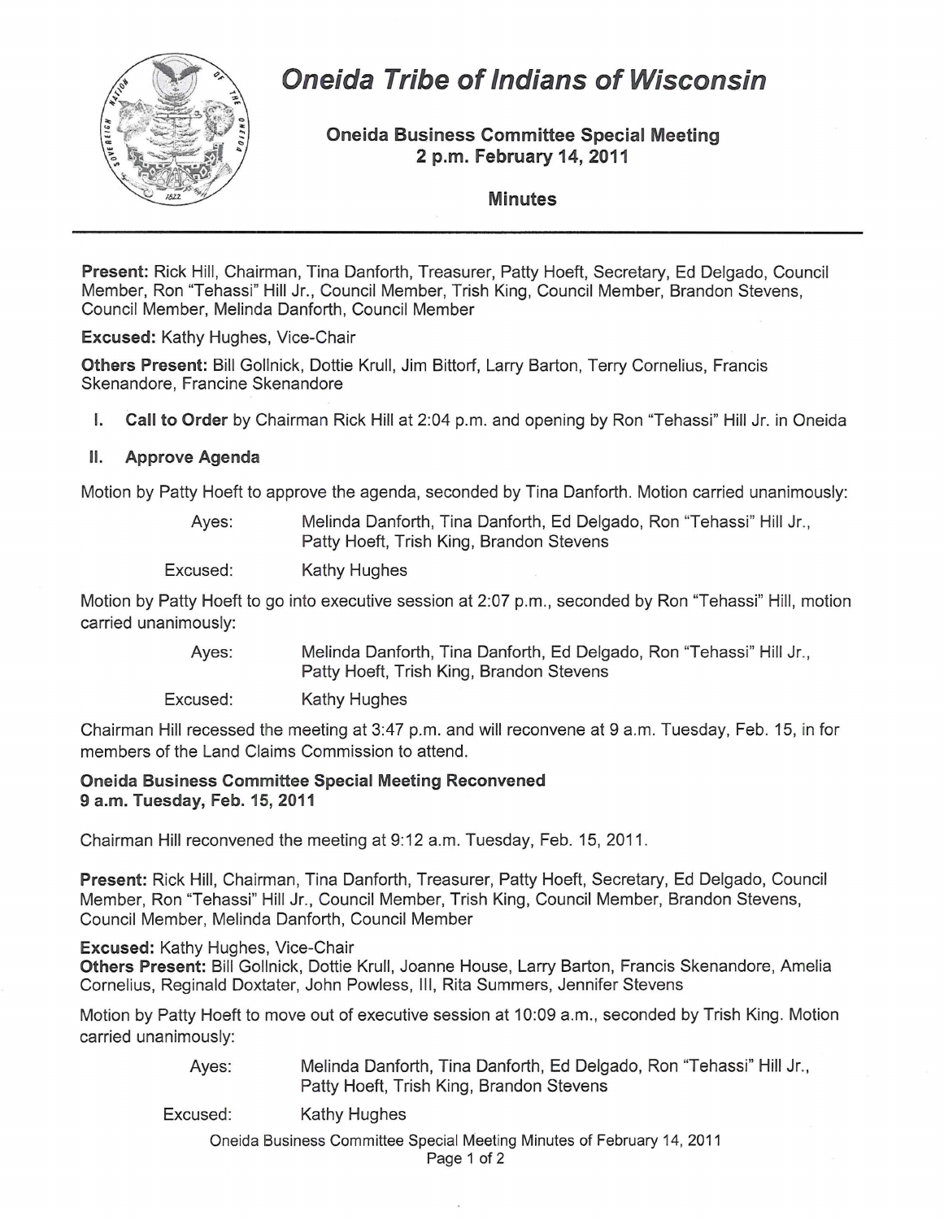# Oneida Tribe of Indians of Wisconsin

## Oneida Business Committee Special Meeting
## 2 p.m. February 14, 2011

### Minutes

---

**Present:** Rick Hill, Chairman, Tina Danforth, Treasurer, Patty Hoeft, Secretary, Ed Delgado, Council Member, Ron "Tehassi" Hill Jr., Council Member, Trish King, Council Member, Brandon Stevens, Council Member, Melinda Danforth, Council Member

**Excused:** Kathy Hughes, Vice-Chair

**Others Present:** Bill Gollnick, Dottie Krull, Jim Bittorf, Larry Barton, Terry Cornelius, Francis Skenandore, Francine Skenandore

I. **Call to Order** by Chairman Rick Hill at 2:04 p.m. and opening by Ron "Tehassi" Hill Jr. in Oneida

II. **Approve Agenda**

Motion by Patty Hoeft to approve the agenda, seconded by Tina Danforth. Motion carried unanimously:

Ayes: Melinda Danforth, Tina Danforth, Ed Delgado, Ron "Tehassi" Hill Jr., Patty Hoeft, Trish King, Brandon Stevens

Excused: Kathy Hughes

Motion by Patty Hoeft to go into executive session at 2:07 p.m., seconded by Ron "Tehassi" Hill, motion carried unanimously:

Ayes: Melinda Danforth, Tina Danforth, Ed Delgado, Ron "Tehassi" Hill Jr., Patty Hoeft, Trish King, Brandon Stevens

Excused: Kathy Hughes

Chairman Hill recessed the meeting at 3:47 p.m. and will reconvene at 9 a.m. Tuesday, Feb. 15, in for members of the Land Claims Commission to attend.

**Oneida Business Committee Special Meeting Reconvened**
**9 a.m. Tuesday, Feb. 15, 2011**

Chairman Hill reconvened the meeting at 9:12 a.m. Tuesday, Feb. 15, 2011.

**Present:** Rick Hill, Chairman, Tina Danforth, Treasurer, Patty Hoeft, Secretary, Ed Delgado, Council Member, Ron "Tehassi" Hill Jr., Council Member, Trish King, Council Member, Brandon Stevens, Council Member, Melinda Danforth, Council Member

**Excused:** Kathy Hughes, Vice-Chair

**Others Present:** Bill Gollnick, Dottie Krull, Joanne House, Larry Barton, Francis Skenandore, Amelia Cornelius, Reginald Doxtater, John Powless, III, Rita Summers, Jennifer Stevens

Motion by Patty Hoeft to move out of executive session at 10:09 a.m., seconded by Trish King. Motion carried unanimously:

Ayes: Melinda Danforth, Tina Danforth, Ed Delgado, Ron "Tehassi" Hill Jr., Patty Hoeft, Trish King, Brandon Stevens

Excused: Kathy Hughes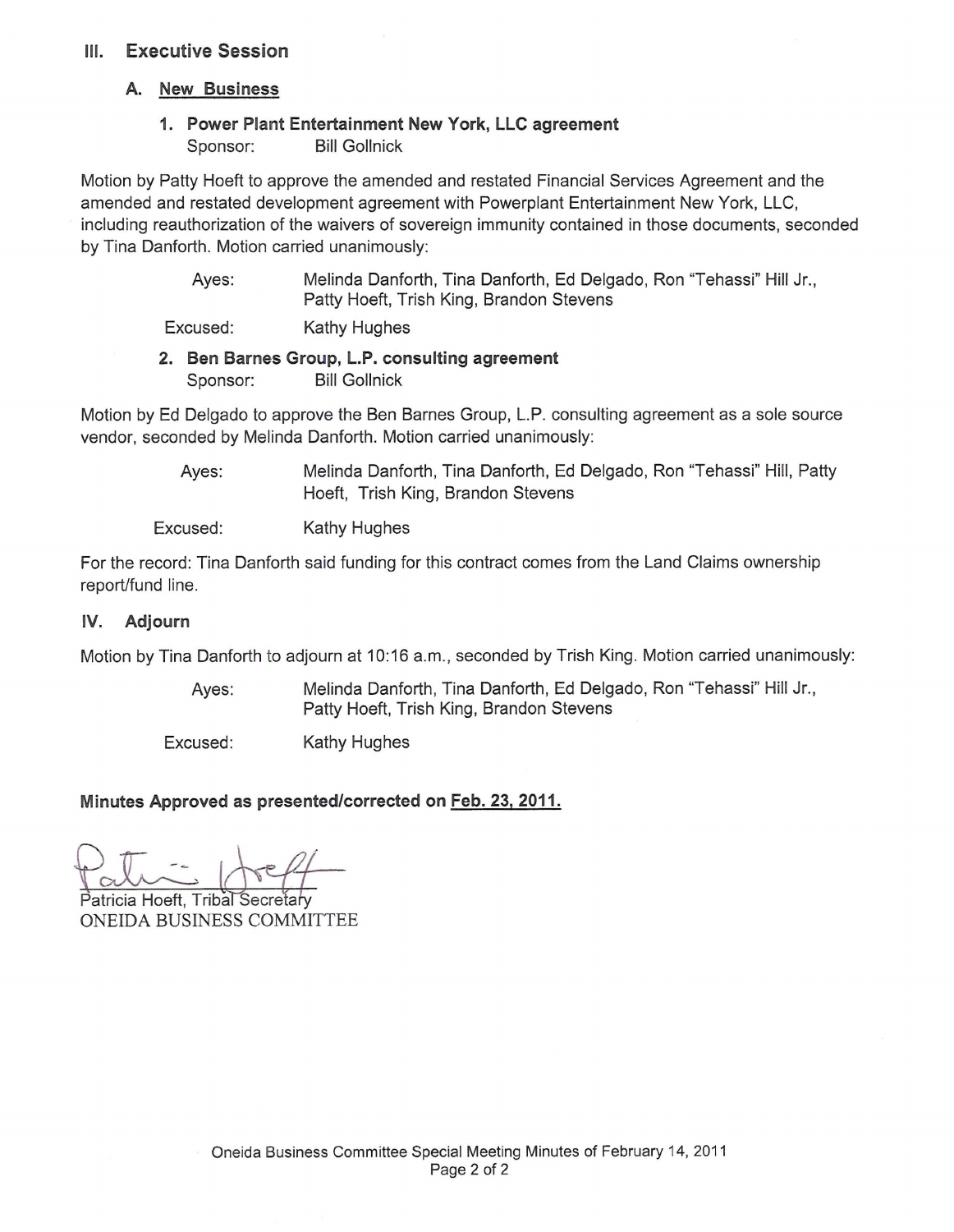## III. Executive Session

### A. New Business

**1. Power Plant Entertainment New York, LLC agreement**
Sponsor: Bill Gollnick

Motion by Patty Hoeft to approve the amended and restated Financial Services Agreement and the amended and restated development agreement with Powerplant Entertainment New York, LLC, including reauthorization of the waivers of sovereign immunity contained in those documents, seconded by Tina Danforth. Motion carried unanimously:

Ayes: Melinda Danforth, Tina Danforth, Ed Delgado, Ron "Tehassi" Hill Jr., Patty Hoeft, Trish King, Brandon Stevens

Excused: Kathy Hughes

**2. Ben Barnes Group, L.P. consulting agreement**
Sponsor: Bill Gollnick

Motion by Ed Delgado to approve the Ben Barnes Group, L.P. consulting agreement as a sole source vendor, seconded by Melinda Danforth. Motion carried unanimously:

Ayes: Melinda Danforth, Tina Danforth, Ed Delgado, Ron "Tehassi" Hill, Patty Hoeft, Trish King, Brandon Stevens

Excused: Kathy Hughes

For the record: Tina Danforth said funding for this contract comes from the Land Claims ownership report/fund line.

## IV. Adjourn

Motion by Tina Danforth to adjourn at 10:16 a.m., seconded by Trish King. Motion carried unanimously:

Ayes: Melinda Danforth, Tina Danforth, Ed Delgado, Ron "Tehassi" Hill Jr., Patty Hoeft, Trish King, Brandon Stevens

Excused: Kathy Hughes

**Minutes Approved as presented/corrected on Feb. 23, 2011.**

Patricia Hoeft, Tribal Secretary
ONEIDA BUSINESS COMMITTEE